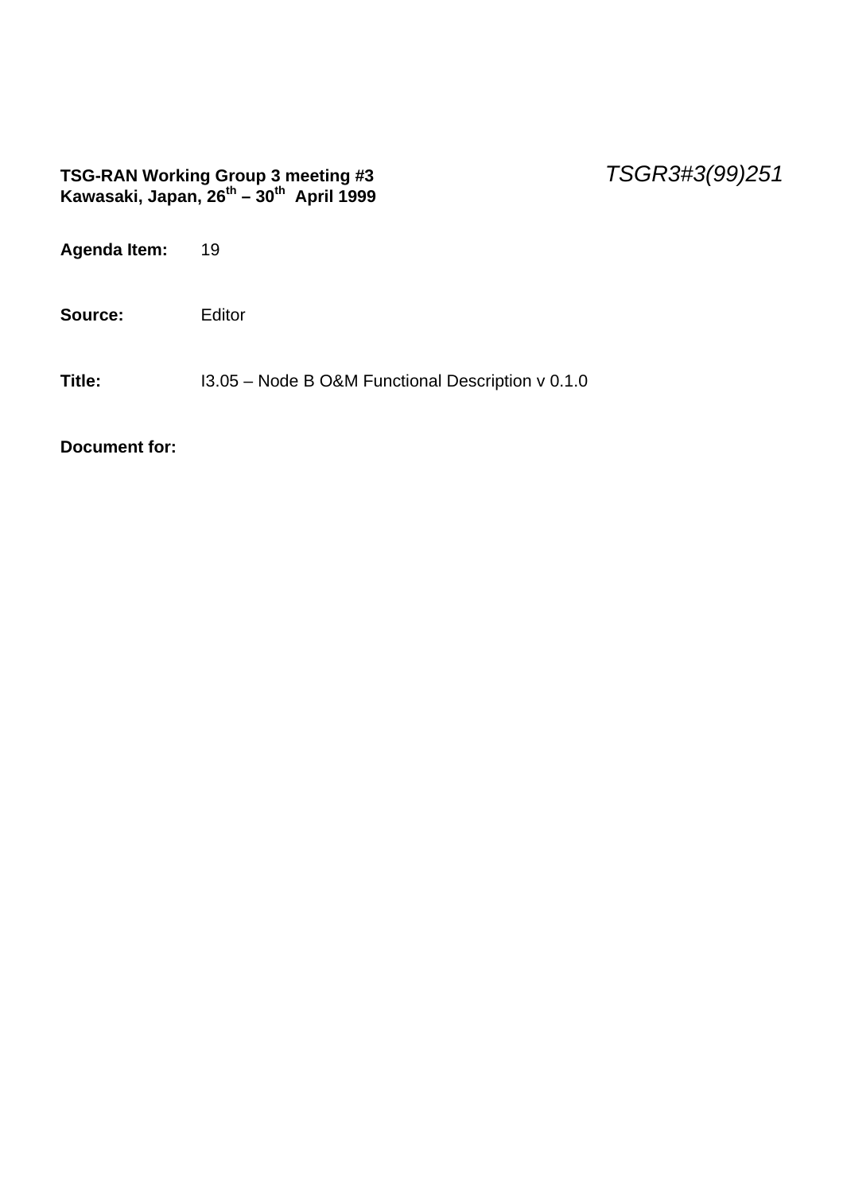**TSG-RAN Working Group 3 meeting #3**
**Kawasaki, Japan, 26th – 30th April 1999**

*TSGR3#3(99)251*

**Agenda Item:** 19

**Source:** Editor

**Title:** I3.05 – Node B O&M Functional Description v 0.1.0

**Document for:**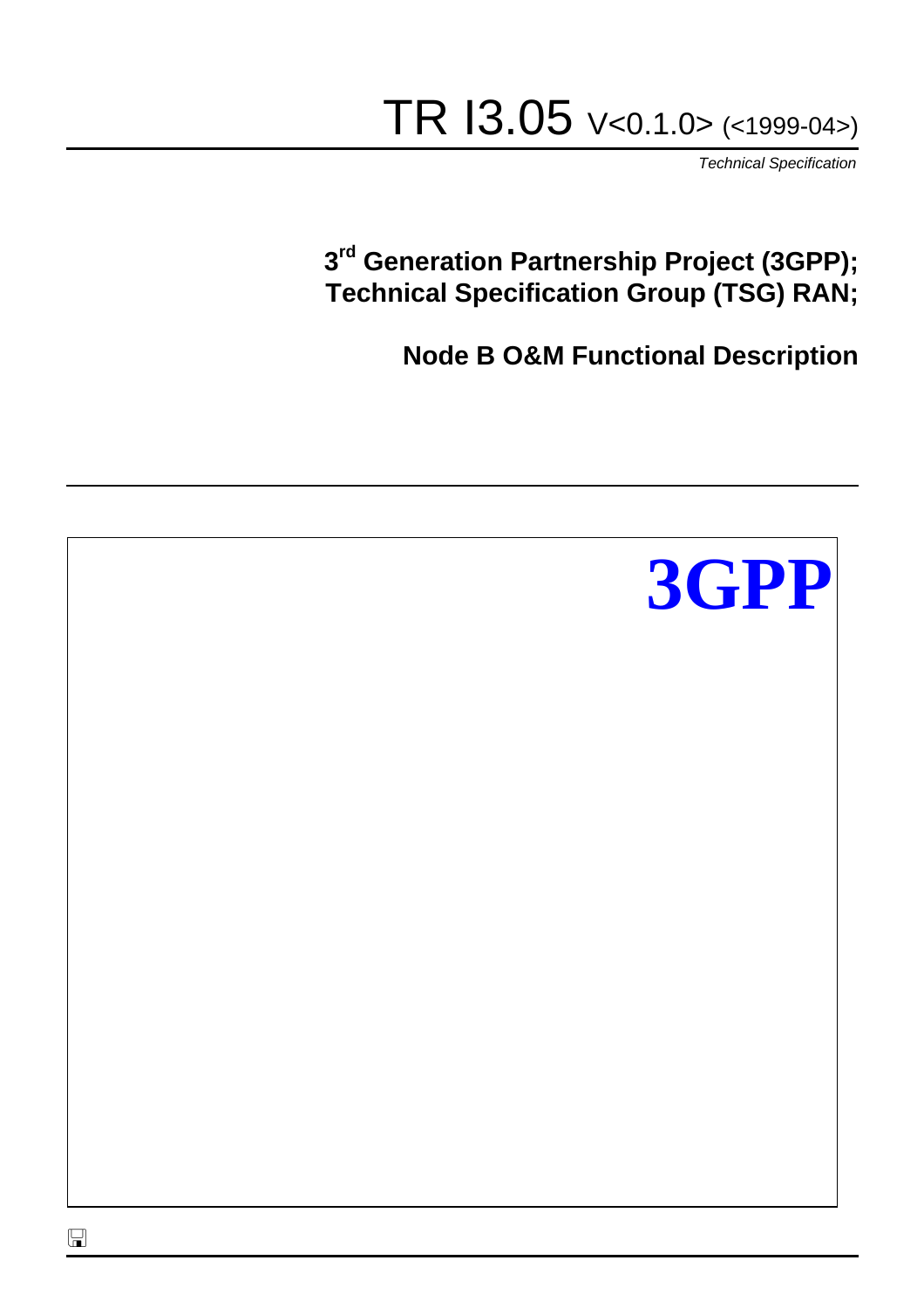# TR I3.05 V<0.1.0> (<1999-04>)

*Technical Specification*

**3rd Generation Partnership Project (3GPP);**
**Technical Specification Group (TSG) RAN;**

**Node B O&M Functional Description**

**3GPP**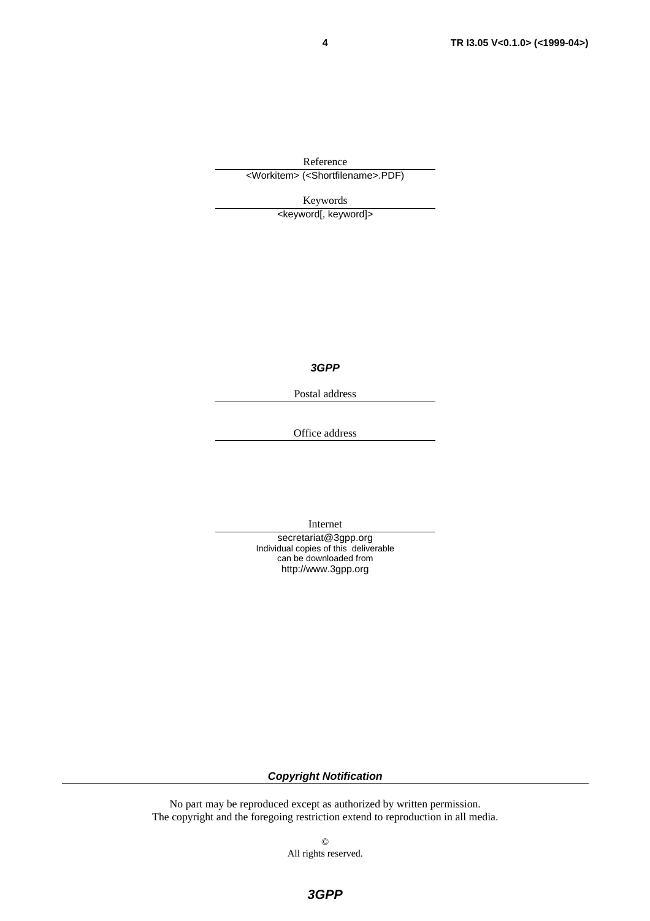Reference

<Workitem> (<Shortfilename>.PDF)

Keywords

<keyword[, keyword]>

***3GPP***

Postal address

Office address

Internet

secretariat@3gpp.org
Individual copies of this deliverable
can be downloaded from
http://www.3gpp.org

***Copyright Notification***

No part may be reproduced except as authorized by written permission.
The copyright and the foregoing restriction extend to reproduction in all media.

©
All rights reserved.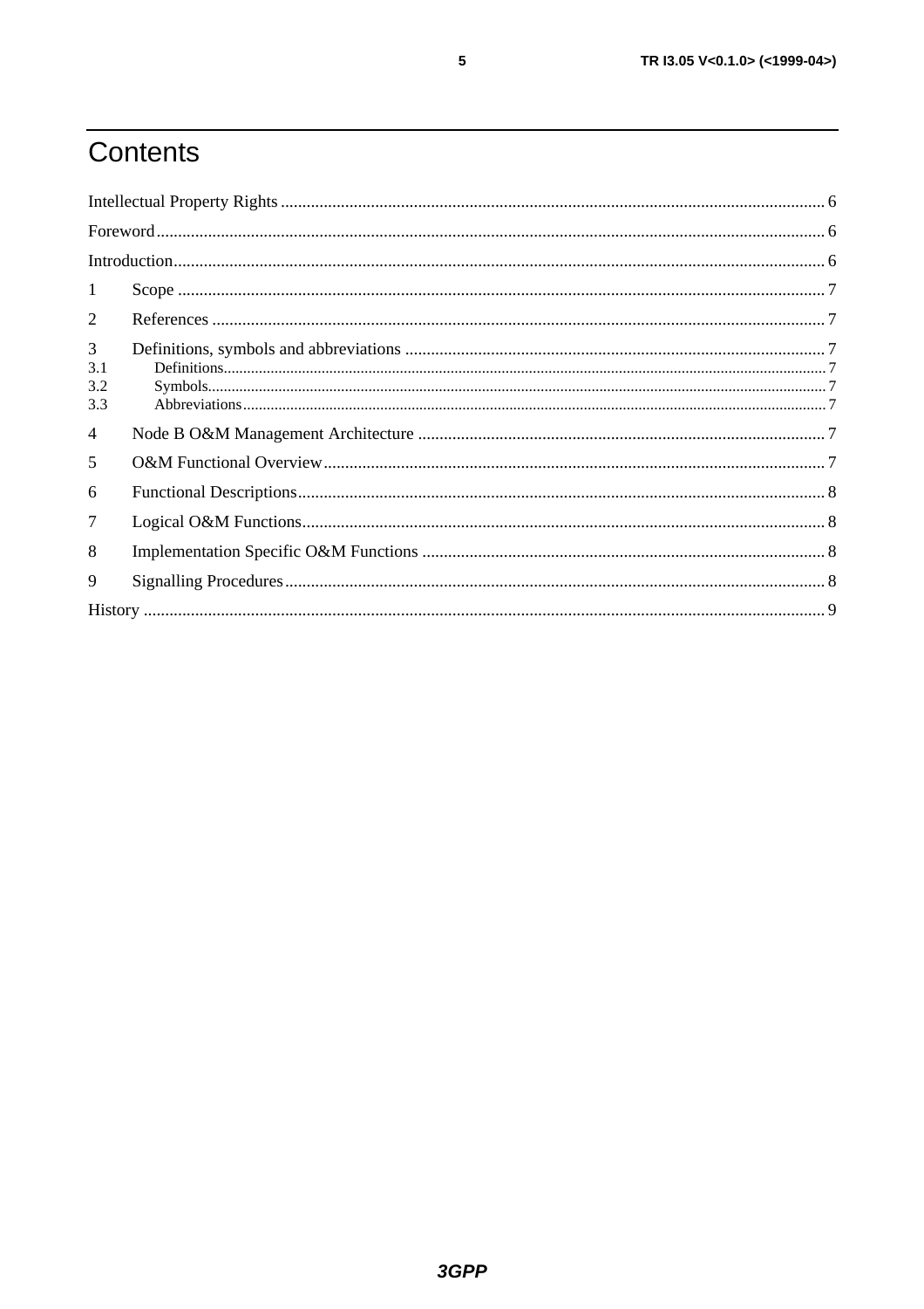# Contents

Intellectual Property Rights ........................................................................................................................ 6

Foreword ..................................................................................................................................................... 6

Introduction ................................................................................................................................................. 6

1 Scope ....................................................................................................................................................... 7

2 References ............................................................................................................................................... 7

3 Definitions, symbols and abbreviations .................................................................................................. 7

3.1 Definitions ........................................................................................................................................... 7

3.2 Symbols ............................................................................................................................................... 7

3.3 Abbreviations ...................................................................................................................................... 7

4 Node B O&M Management Architecture ............................................................................................... 7

5 O&M Functional Overview ...................................................................................................................... 7

6 Functional Descriptions ........................................................................................................................... 8

7 Logical O&M Functions ........................................................................................................................... 8

8 Implementation Specific O&M Functions ............................................................................................... 8

9 Signalling Procedures .............................................................................................................................. 8

History ......................................................................................................................................................... 9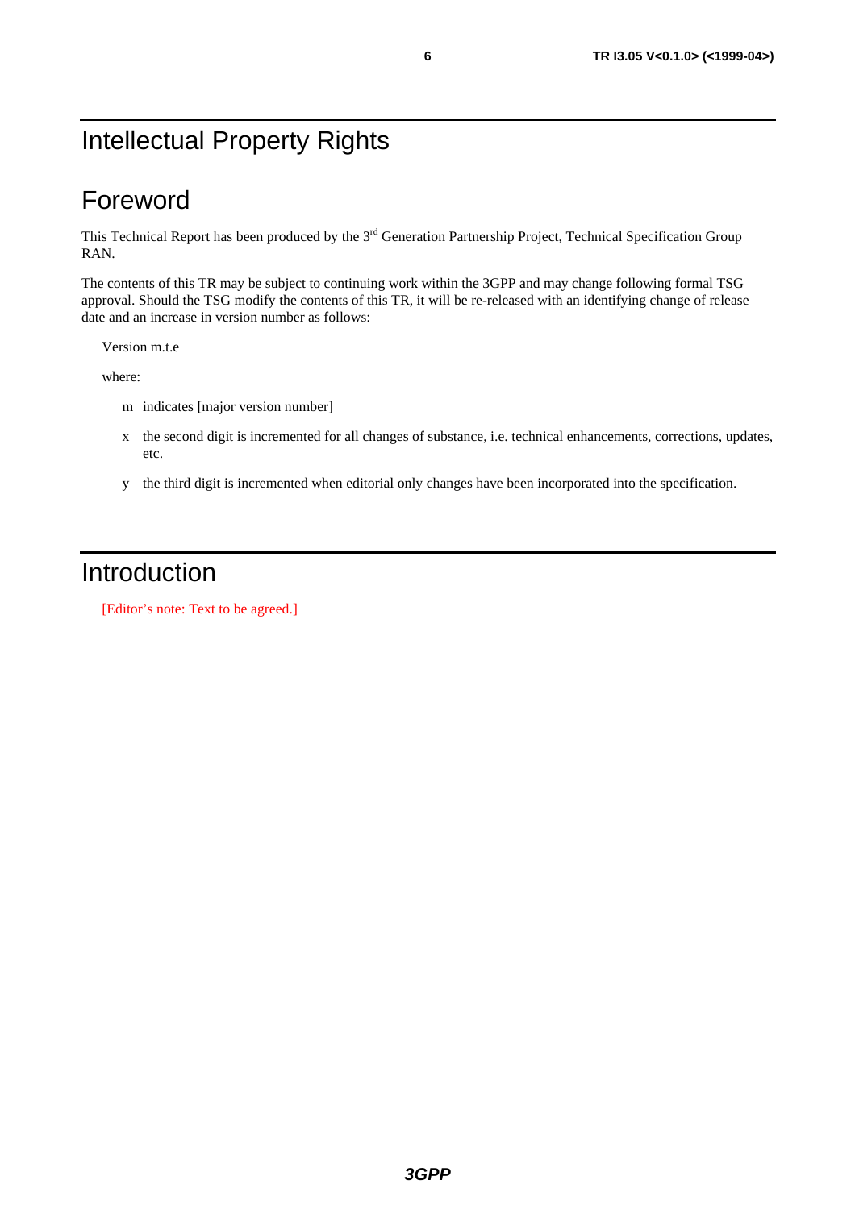# Intellectual Property Rights

# Foreword

This Technical Report has been produced by the 3rd Generation Partnership Project, Technical Specification Group RAN.

The contents of this TR may be subject to continuing work within the 3GPP and may change following formal TSG approval. Should the TSG modify the contents of this TR, it will be re-released with an identifying change of release date and an increase in version number as follows:

Version m.t.e

where:

m indicates [major version number]

x the second digit is incremented for all changes of substance, i.e. technical enhancements, corrections, updates, etc.

y the third digit is incremented when editorial only changes have been incorporated into the specification.

# Introduction

[Editor's note: Text to be agreed.]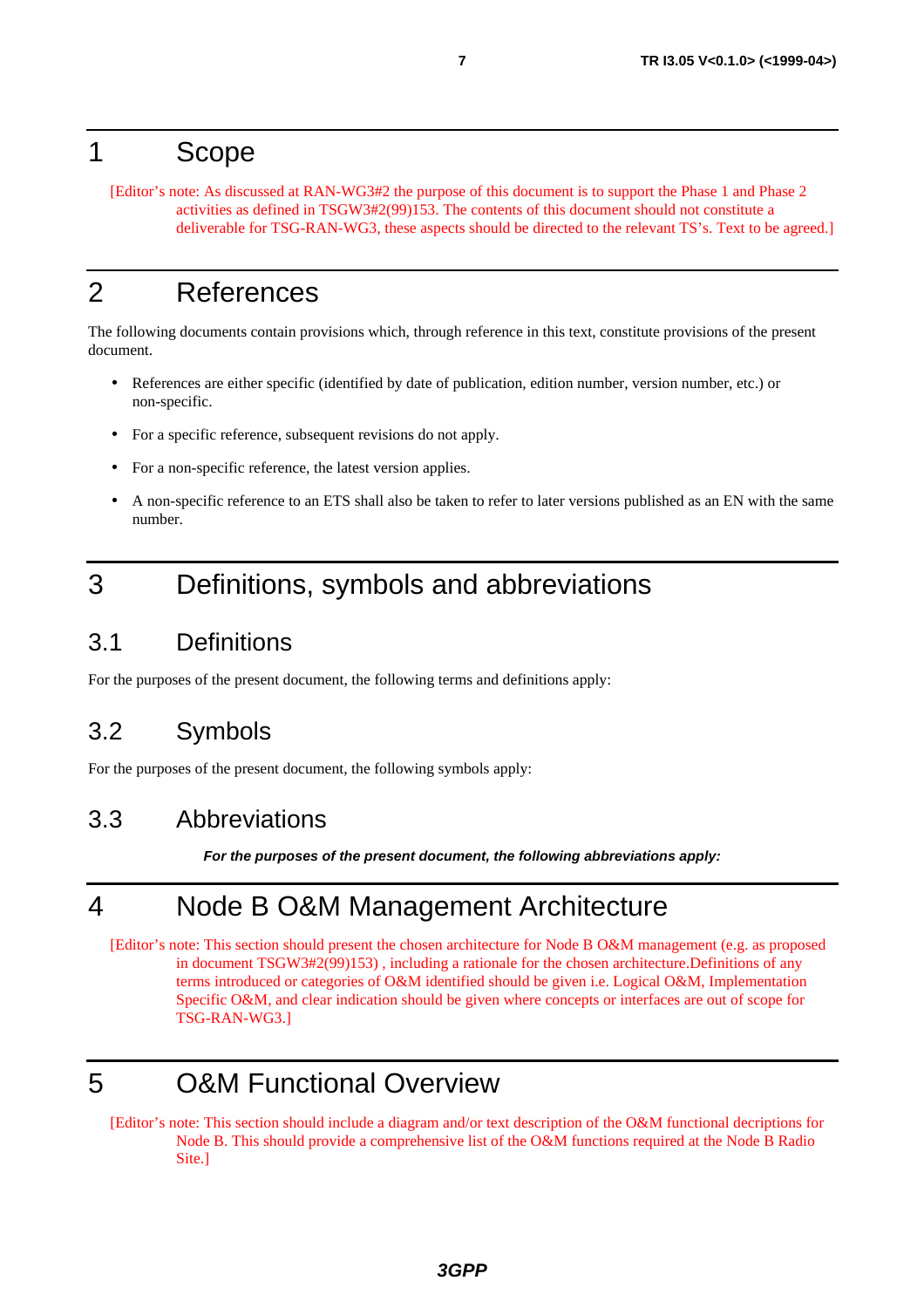# 1 Scope

[Editor's note: As discussed at RAN-WG3#2 the purpose of this document is to support the Phase 1 and Phase 2 activities as defined in TSGW3#2(99)153. The contents of this document should not constitute a deliverable for TSG-RAN-WG3, these aspects should be directed to the relevant TS's. Text to be agreed.]

# 2 References

The following documents contain provisions which, through reference in this text, constitute provisions of the present document.

- References are either specific (identified by date of publication, edition number, version number, etc.) or non-specific.
- For a specific reference, subsequent revisions do not apply.
- For a non-specific reference, the latest version applies.
- A non-specific reference to an ETS shall also be taken to refer to later versions published as an EN with the same number.

# 3 Definitions, symbols and abbreviations

## 3.1 Definitions

For the purposes of the present document, the following terms and definitions apply:

## 3.2 Symbols

For the purposes of the present document, the following symbols apply:

## 3.3 Abbreviations

***For the purposes of the present document, the following abbreviations apply:***

# 4 Node B O&M Management Architecture

[Editor's note: This section should present the chosen architecture for Node B O&M management (e.g. as proposed in document TSGW3#2(99)153) , including a rationale for the chosen architecture.Definitions of any terms introduced or categories of O&M identified should be given i.e. Logical O&M, Implementation Specific O&M, and clear indication should be given where concepts or interfaces are out of scope for TSG-RAN-WG3.]

# 5 O&M Functional Overview

[Editor's note: This section should include a diagram and/or text description of the O&M functional decriptions for Node B. This should provide a comprehensive list of the O&M functions required at the Node B Radio Site.]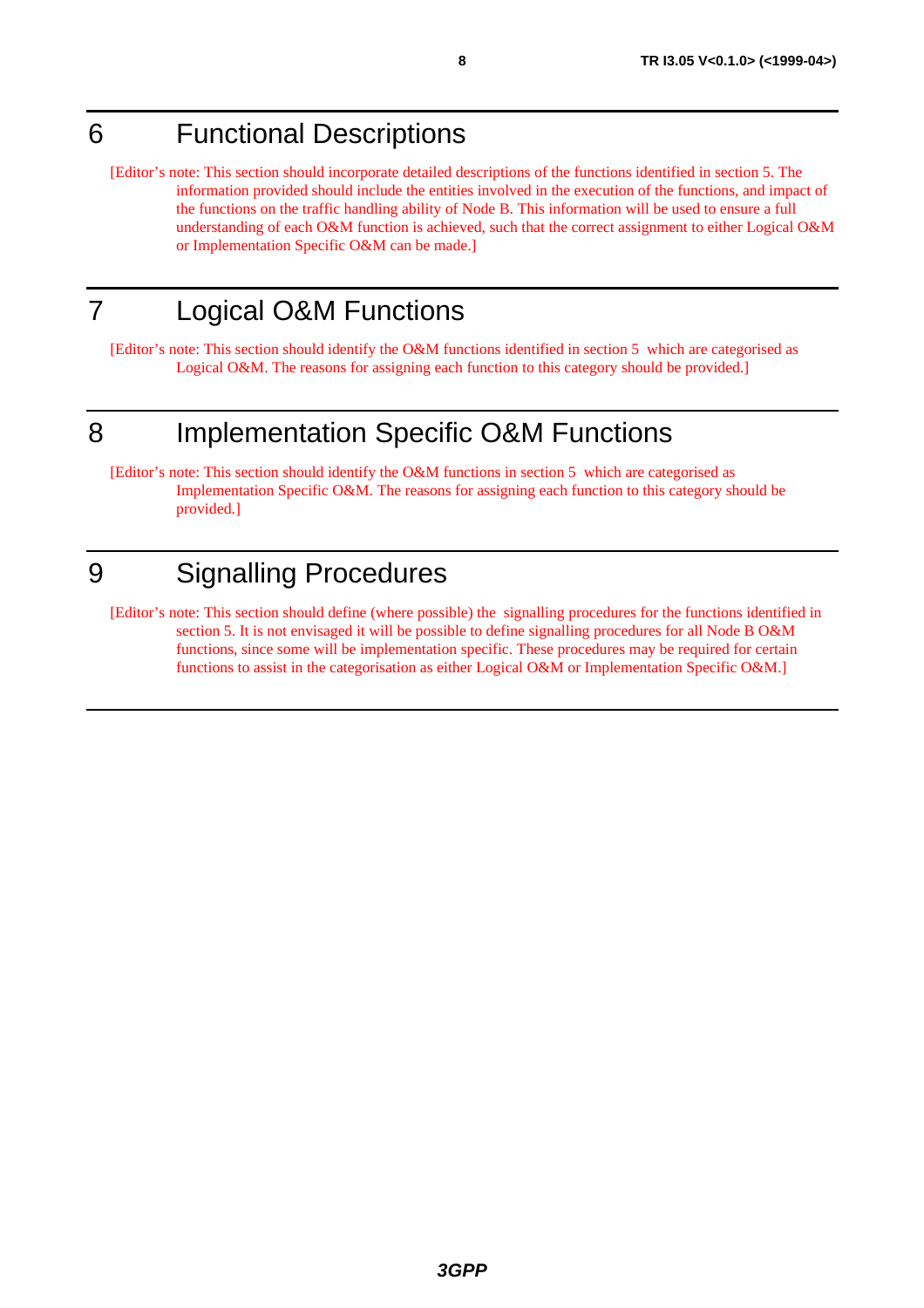# 6 Functional Descriptions

[Editor's note: This section should incorporate detailed descriptions of the functions identified in section 5. The information provided should include the entities involved in the execution of the functions, and impact of the functions on the traffic handling ability of Node B. This information will be used to ensure a full understanding of each O&M function is achieved, such that the correct assignment to either Logical O&M or Implementation Specific O&M can be made.]

# 7 Logical O&M Functions

[Editor's note: This section should identify the O&M functions identified in section 5 which are categorised as Logical O&M. The reasons for assigning each function to this category should be provided.]

# 8 Implementation Specific O&M Functions

[Editor's note: This section should identify the O&M functions in section 5 which are categorised as Implementation Specific O&M. The reasons for assigning each function to this category should be provided.]

# 9 Signalling Procedures

[Editor's note: This section should define (where possible) the signalling procedures for the functions identified in section 5. It is not envisaged it will be possible to define signalling procedures for all Node B O&M functions, since some will be implementation specific. These procedures may be required for certain functions to assist in the categorisation as either Logical O&M or Implementation Specific O&M.]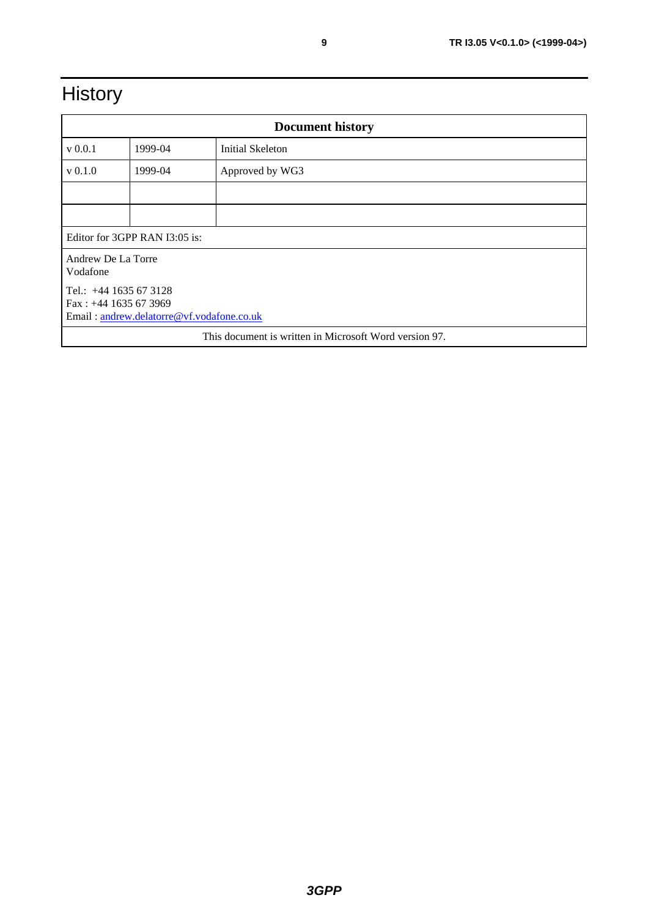# History

| Document history | | |
|---|---|---|
| v 0.0.1 | 1999-04 | Initial Skeleton |
| v 0.1.0 | 1999-04 | Approved by WG3 |
| | | |
| | | |
| Editor for 3GPP RAN I3:05 is: | | |
| Andrew De La Torre<br>Vodafone<br><br>Tel.: +44 1635 67 3128<br>Fax : +44 1635 67 3969<br>Email : andrew.delatorre@vf.vodafone.co.uk | | |
| This document is written in Microsoft Word version 97. | | |